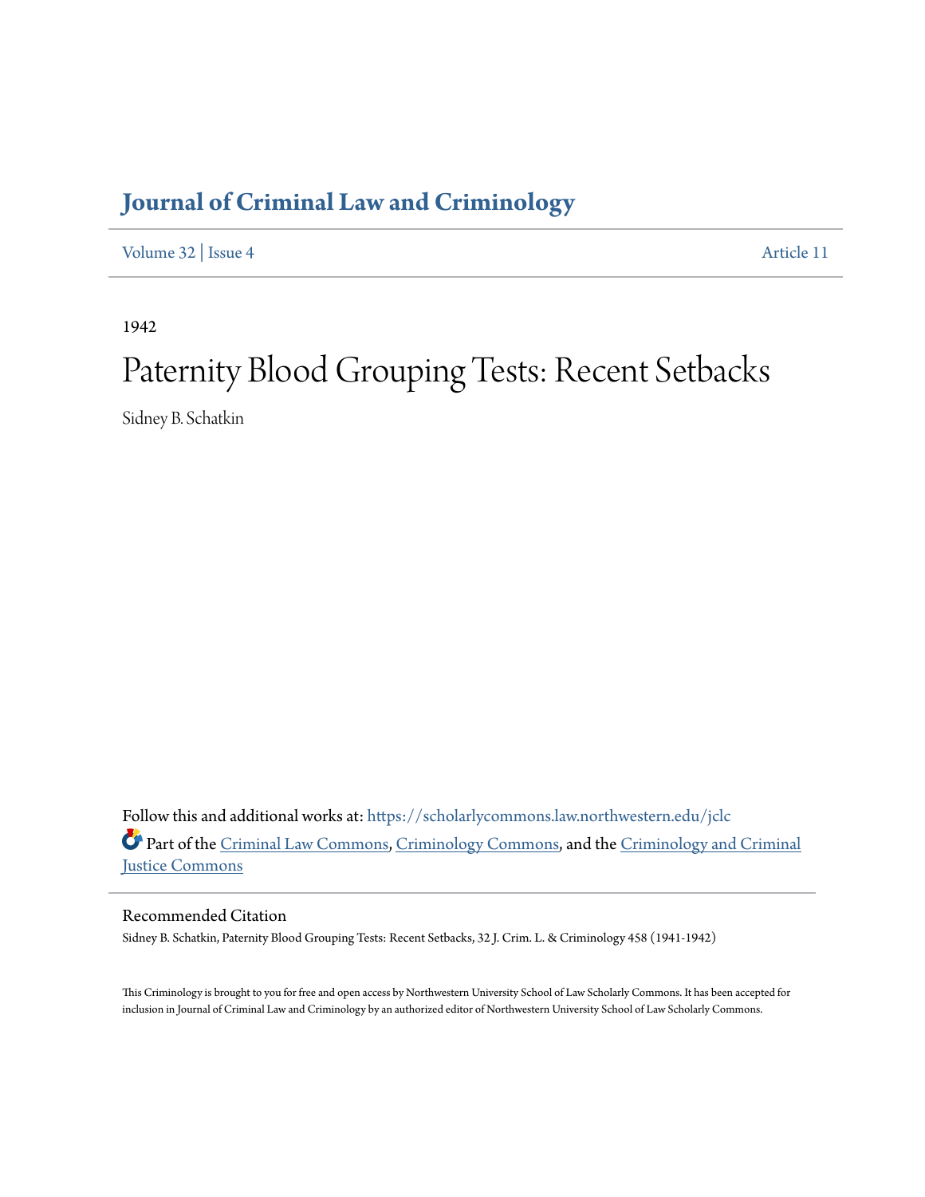# Journal of Criminal Law and Criminology

Volume 32 | Issue 4 Article 11

1942

# Paternity Blood Grouping Tests: Recent Setbacks

Sidney B. Schatkin

Follow this and additional works at: https://scholarlycommons.law.northwestern.edu/jclc

Part of the Criminal Law Commons, Criminology Commons, and the Criminology and Criminal Justice Commons

## Recommended Citation

Sidney B. Schatkin, Paternity Blood Grouping Tests: Recent Setbacks, 32 J. Crim. L. & Criminology 458 (1941-1942)

This Criminology is brought to you for free and open access by Northwestern University School of Law Scholarly Commons. It has been accepted for inclusion in Journal of Criminal Law and Criminology by an authorized editor of Northwestern University School of Law Scholarly Commons.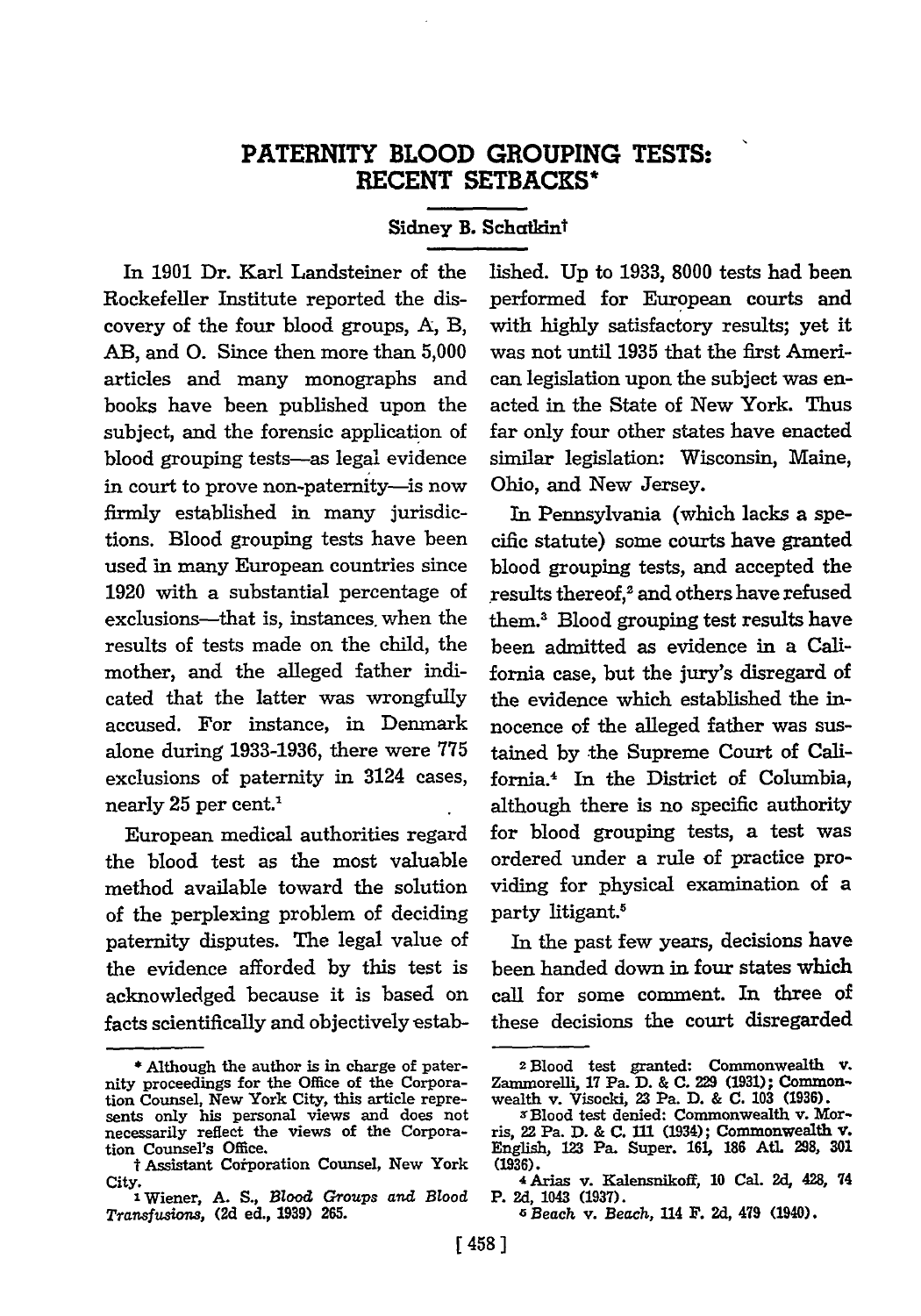# PATERNITY BLOOD GROUPING TESTS: RECENT SETBACKS*

Sidney B. Schatkin†

In 1901 Dr. Karl Landsteiner of the Rockefeller Institute reported the discovery of the four blood groups, A, B, AB, and O. Since then more than 5,000 articles and many monographs and books have been published upon the subject, and the forensic application of blood grouping tests—as legal evidence in court to prove non-paternity—is now firmly established in many jurisdictions. Blood grouping tests have been used in many European countries since 1920 with a substantial percentage of exclusions—that is, instances when the results of tests made on the child, the mother, and the alleged father indicated that the latter was wrongfully accused. For instance, in Denmark alone during 1933-1936, there were 775 exclusions of paternity in 3124 cases, nearly 25 per cent.[1]

European medical authorities regard the blood test as the most valuable method available toward the solution of the perplexing problem of deciding paternity disputes. The legal value of the evidence afforded by this test is acknowledged because it is based on facts scientifically and objectively established. Up to 1933, 8000 tests had been performed for European courts and with highly satisfactory results; yet it was not until 1935 that the first American legislation upon the subject was enacted in the State of New York. Thus far only four other states have enacted similar legislation: Wisconsin, Maine, Ohio, and New Jersey.

In Pennsylvania (which lacks a specific statute) some courts have granted blood grouping tests, and accepted the results thereof,[2] and others have refused them.[3] Blood grouping test results have been admitted as evidence in a California case, but the jury's disregard of the evidence which established the innocence of the alleged father was sustained by the Supreme Court of California.[4] In the District of Columbia, although there is no specific authority for blood grouping tests, a test was ordered under a rule of practice providing for physical examination of a party litigant.[5]

In the past few years, decisions have been handed down in four states which call for some comment. In three of these decisions the court disregarded

---

\* Although the author is in charge of paternity proceedings for the Office of the Corporation Counsel, New York City, this article represents only his personal views and does not necessarily reflect the views of the Corporation Counsel's Office.

† Assistant Corporation Counsel, New York City.

[1] Wiener, A. S., *Blood Groups and Blood Transfusions*, (2d ed., 1939) 265.

[2] Blood test granted: Commonwealth v. Zammorelli, 17 Pa. D. & C. 229 (1931); Commonwealth v. Visocki, 23 Pa. D. & C. 103 (1936).

[3] Blood test denied: Commonwealth v. Morris, 22 Pa. D. & C. 111 (1934); Commonwealth v. English, 123 Pa. Super. 161, 186 Atl. 298, 301 (1936).

[4] Arias v. Kalensnikoff, 10 Cal. 2d, 428, 74 P. 2d, 1043 (1937).

[5] *Beach* v. *Beach*, 114 F. 2d, 479 (1940).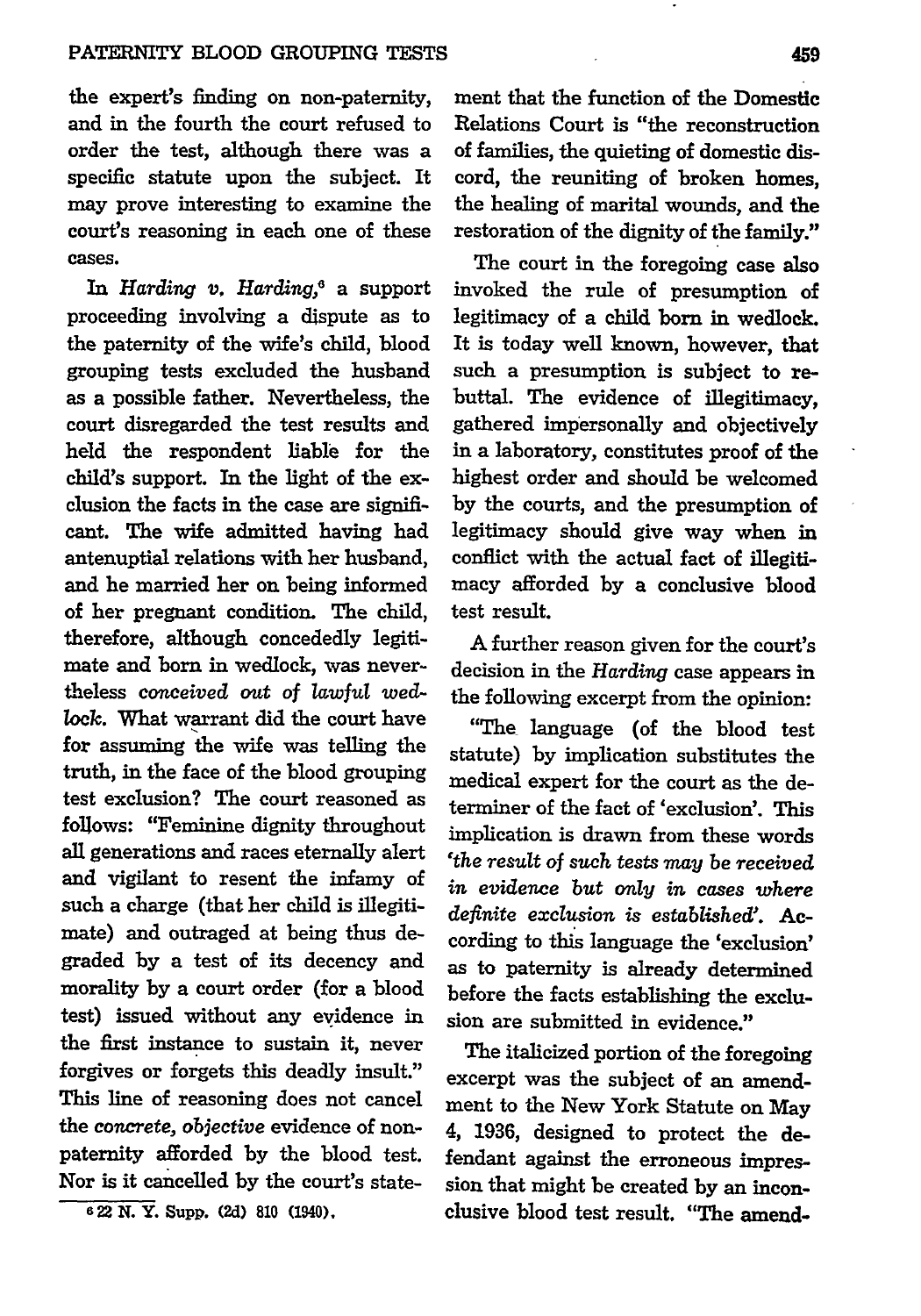the expert's finding on non-paternity, and in the fourth the court refused to order the test, although there was a specific statute upon the subject. It may prove interesting to examine the court's reasoning in each one of these cases.

In *Harding v. Harding*,[6] a support proceeding involving a dispute as to the paternity of the wife's child, blood grouping tests excluded the husband as a possible father. Nevertheless, the court disregarded the test results and held the respondent liable for the child's support. In the light of the exclusion the facts in the case are significant. The wife admitted having had antenuptial relations with her husband, and he married her on being informed of her pregnant condition. The child, therefore, although concededly legitimate and born in wedlock, was nevertheless *conceived out of lawful wedlock*. What warrant did the court have for assuming the wife was telling the truth, in the face of the blood grouping test exclusion? The court reasoned as follows: "Feminine dignity throughout all generations and races eternally alert and vigilant to resent the infamy of such a charge (that her child is illegitimate) and outraged at being thus degraded by a test of its decency and morality by a court order (for a blood test) issued without any evidence in the first instance to sustain it, never forgives or forgets this deadly insult." This line of reasoning does not cancel the *concrete, objective* evidence of non-paternity afforded by the blood test. Nor is it cancelled by the court's statement that the function of the Domestic Relations Court is "the reconstruction of families, the quieting of domestic discord, the reuniting of broken homes, the healing of marital wounds, and the restoration of the dignity of the family."

The court in the foregoing case also invoked the rule of presumption of legitimacy of a child born in wedlock. It is today well known, however, that such a presumption is subject to rebuttal. The evidence of illegitimacy, gathered impersonally and objectively in a laboratory, constitutes proof of the highest order and should be welcomed by the courts, and the presumption of legitimacy should give way when in conflict with the actual fact of illegitimacy afforded by a conclusive blood test result.

A further reason given for the court's decision in the *Harding* case appears in the following excerpt from the opinion:

"The language (of the blood test statute) by implication substitutes the medical expert for the court as the determiner of the fact of 'exclusion'. This implication is drawn from these words *'the result of such tests may be received in evidence but only in cases where definite exclusion is established'*. According to this language the 'exclusion' as to paternity is already determined before the facts establishing the exclusion are submitted in evidence."

The italicized portion of the foregoing excerpt was the subject of an amendment to the New York Statute on May 4, 1936, designed to protect the defendant against the erroneous impression that might be created by an inconclusive blood test result. "The amend-

[6] 22 N. Y. Supp. (2d) 810 (1940).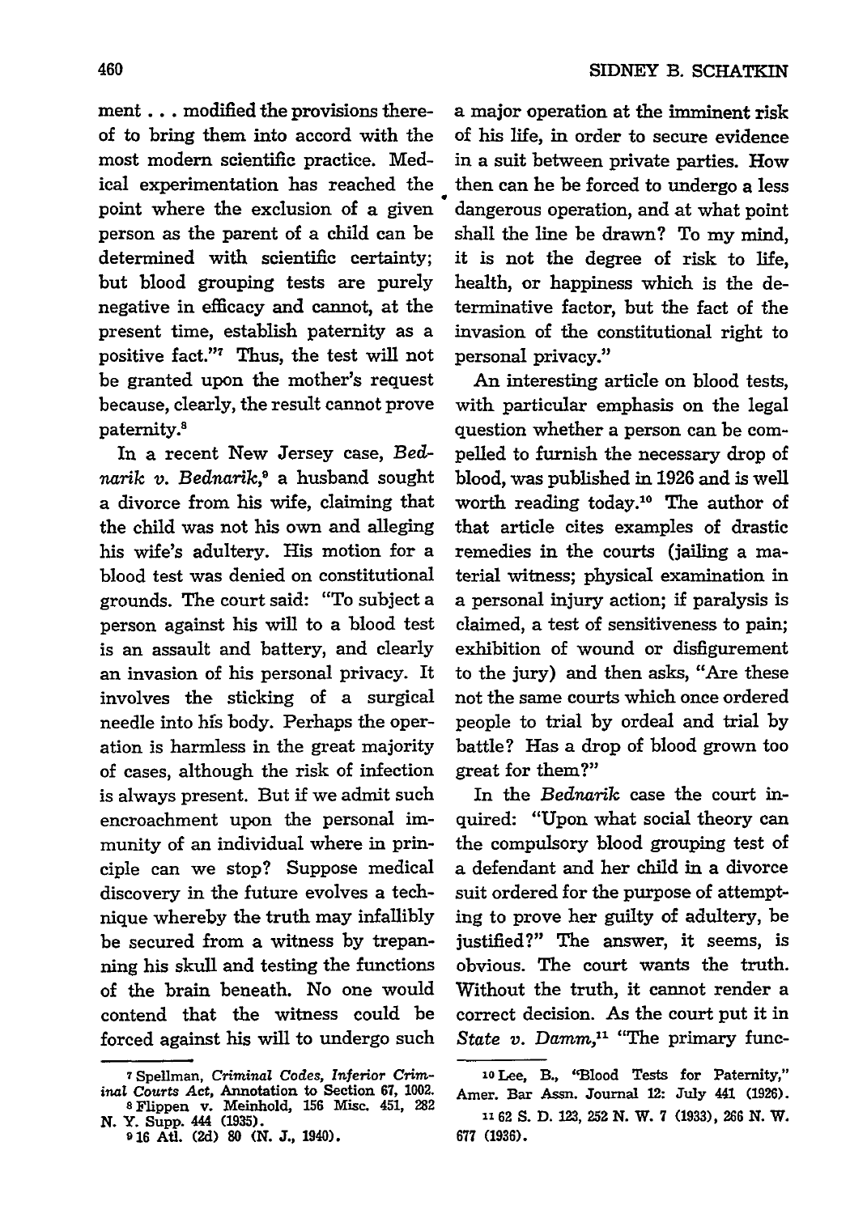ment . . . modified the provisions thereof to bring them into accord with the most modern scientific practice. Medical experimentation has reached the point where the exclusion of a given person as the parent of a child can be determined with scientific certainty; but blood grouping tests are purely negative in efficacy and cannot, at the present time, establish paternity as a positive fact."[7] Thus, the test will not be granted upon the mother's request because, clearly, the result cannot prove paternity.[8]

In a recent New Jersey case, *Bednarik v. Bednarik*,[9] a husband sought a divorce from his wife, claiming that the child was not his own and alleging his wife's adultery. His motion for a blood test was denied on constitutional grounds. The court said: "To subject a person against his will to a blood test is an assault and battery, and clearly an invasion of his personal privacy. It involves the sticking of a surgical needle into his body. Perhaps the operation is harmless in the great majority of cases, although the risk of infection is always present. But if we admit such encroachment upon the personal immunity of an individual where in principle can we stop? Suppose medical discovery in the future evolves a technique whereby the truth may infallibly be secured from a witness by trepanning his skull and testing the functions of the brain beneath. No one would contend that the witness could be forced against his will to undergo such a major operation at the imminent risk of his life, in order to secure evidence in a suit between private parties. How then can he be forced to undergo a less dangerous operation, and at what point shall the line be drawn? To my mind, it is not the degree of risk to life, health, or happiness which is the determinative factor, but the fact of the invasion of the constitutional right to personal privacy."

An interesting article on blood tests, with particular emphasis on the legal question whether a person can be compelled to furnish the necessary drop of blood, was published in 1926 and is well worth reading today.[10] The author of that article cites examples of drastic remedies in the courts (jailing a material witness; physical examination in a personal injury action; if paralysis is claimed, a test of sensitiveness to pain; exhibition of wound or disfigurement to the jury) and then asks, "Are these not the same courts which once ordered people to trial by ordeal and trial by battle? Has a drop of blood grown too great for them?"

In the *Bednarik* case the court inquired: "Upon what social theory can the compulsory blood grouping test of a defendant and her child in a divorce suit ordered for the purpose of attempting to prove her guilty of adultery, be justified?" The answer, it seems, is obvious. The court wants the truth. Without the truth, it cannot render a correct decision. As the court put it in *State v. Damm*,[11] "The primary func-

---

[7] Spellman, *Criminal Codes, Inferior Criminal Courts Act*, Annotation to Section 67, 1002.

[8] Flippen v. Meinhold, 156 Misc. 451, 282 N. Y. Supp. 444 (1935).

[9] 16 Atl. (2d) 80 (N. J., 1940).

[10] Lee, B., "Blood Tests for Paternity," Amer. Bar Assn. Journal 12: July 441 (1926).

[11] 62 S. D. 123, 252 N. W. 7 (1933), 266 N. W. 677 (1936).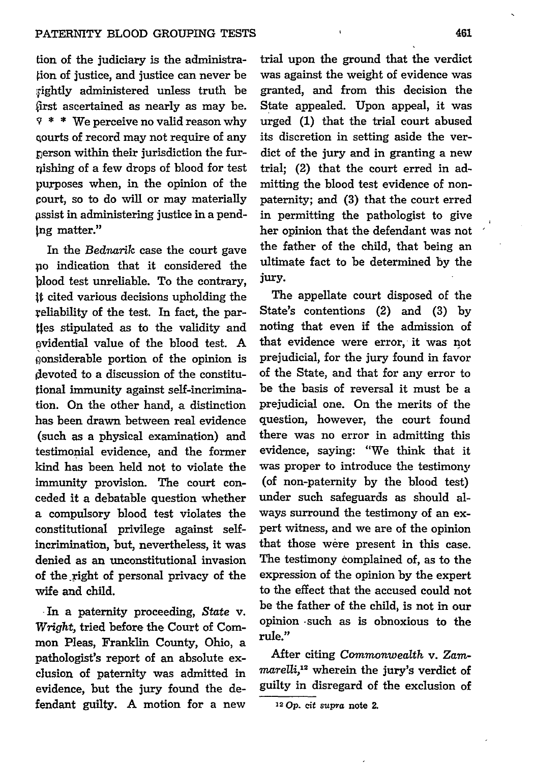tion of the judiciary is the administration of justice, and justice can never be rightly administered unless truth be first ascertained as nearly as may be. * * * We perceive no valid reason why courts of record may not require of any person within their jurisdiction the furnishing of a few drops of blood for test purposes when, in the opinion of the court, so to do will or may materially assist in administering justice in a pending matter."

In the *Bednarik* case the court gave no indication that it considered the blood test unreliable. To the contrary, it cited various decisions upholding the reliability of the test. In fact, the parties stipulated as to the validity and evidential value of the blood test. A considerable portion of the opinion is devoted to a discussion of the constitutional immunity against self-incrimination. On the other hand, a distinction has been drawn between real evidence (such as a physical examination) and testimonial evidence, and the former kind has been held not to violate the immunity provision. The court conceded it a debatable question whether a compulsory blood test violates the constitutional privilege against self-incrimination, but, nevertheless, it was denied as an unconstitutional invasion of the right of personal privacy of the wife and child.

In a paternity proceeding, *State* v. *Wright*, tried before the Court of Common Pleas, Franklin County, Ohio, a pathologist's report of an absolute exclusion of paternity was admitted in evidence, but the jury found the defendant guilty. A motion for a new trial upon the ground that the verdict was against the weight of evidence was granted, and from this decision the State appealed. Upon appeal, it was urged (1) that the trial court abused its discretion in setting aside the verdict of the jury and in granting a new trial; (2) that the court erred in admitting the blood test evidence of non-paternity; and (3) that the court erred in permitting the pathologist to give her opinion that the defendant was not the father of the child, that being an ultimate fact to be determined by the jury.

The appellate court disposed of the State's contentions (2) and (3) by noting that even if the admission of that evidence were error, it was not prejudicial, for the jury found in favor of the State, and that for any error to be the basis of reversal it must be a prejudicial one. On the merits of the question, however, the court found there was no error in admitting this evidence, saying: "We think that it was proper to introduce the testimony (of non-paternity by the blood test) under such safeguards as should always surround the testimony of an expert witness, and we are of the opinion that those were present in this case. The testimony complained of, as to the expression of the opinion by the expert to the effect that the accused could not be the father of the child, is not in our opinion such as is obnoxious to the rule."

After citing *Commonwealth* v. *Zammarelli*,[12] wherein the jury's verdict of guilty in disregard of the exclusion of

[12] *Op. cit supra* note 2.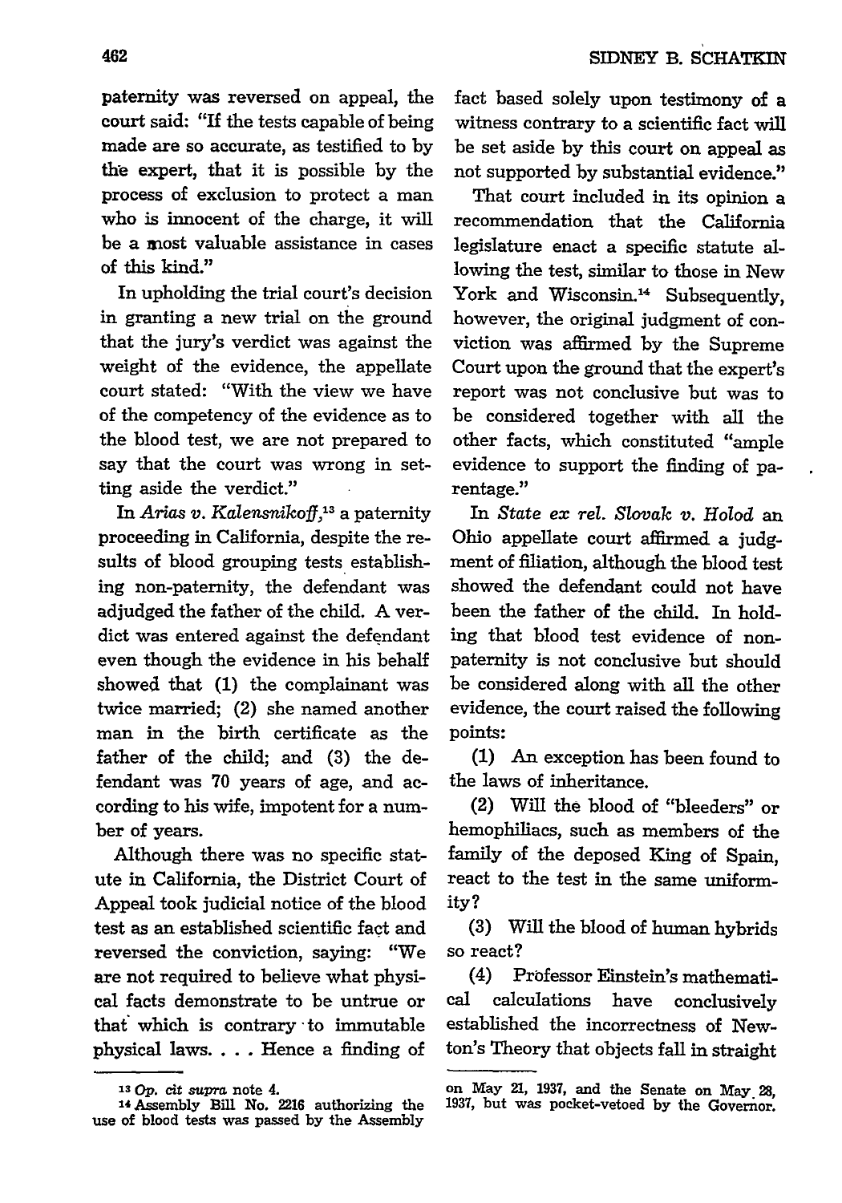paternity was reversed on appeal, the court said: "If the tests capable of being made are so accurate, as testified to by the expert, that it is possible by the process of exclusion to protect a man who is innocent of the charge, it will be a most valuable assistance in cases of this kind."

In upholding the trial court's decision in granting a new trial on the ground that the jury's verdict was against the weight of the evidence, the appellate court stated: "With the view we have of the competency of the evidence as to the blood test, we are not prepared to say that the court was wrong in setting aside the verdict."

In *Arias v. Kalensnikoff*,[13] a paternity proceeding in California, despite the results of blood grouping tests establishing non-paternity, the defendant was adjudged the father of the child. A verdict was entered against the defendant even though the evidence in his behalf showed that (1) the complainant was twice married; (2) she named another man in the birth certificate as the father of the child; and (3) the defendant was 70 years of age, and according to his wife, impotent for a number of years.

Although there was no specific statute in California, the District Court of Appeal took judicial notice of the blood test as an established scientific fact and reversed the conviction, saying: "We are not required to believe what physical facts demonstrate to be untrue or that which is contrary to immutable physical laws. . . . Hence a finding of fact based solely upon testimony of a witness contrary to a scientific fact will be set aside by this court on appeal as not supported by substantial evidence."

That court included in its opinion a recommendation that the California legislature enact a specific statute allowing the test, similar to those in New York and Wisconsin.[14] Subsequently, however, the original judgment of conviction was affirmed by the Supreme Court upon the ground that the expert's report was not conclusive but was to be considered together with all the other facts, which constituted "ample evidence to support the finding of parentage."

In *State ex rel. Slovak v. Holod* an Ohio appellate court affirmed a judgment of filiation, although the blood test showed the defendant could not have been the father of the child. In holding that blood test evidence of non-paternity is not conclusive but should be considered along with all the other evidence, the court raised the following points:

(1) An exception has been found to the laws of inheritance.

(2) Will the blood of "bleeders" or hemophiliacs, such as members of the family of the deposed King of Spain, react to the test in the same uniformity?

(3) Will the blood of human hybrids so react?

(4) Professor Einstein's mathematical calculations have conclusively established the incorrectness of Newton's Theory that objects fall in straight

---

[13] *Op. cit supra* note 4.

[14] Assembly Bill No. 2216 authorizing the use of blood tests was passed by the Assembly on May 21, 1937, and the Senate on May 28, 1937, but was pocket-vetoed by the Governor.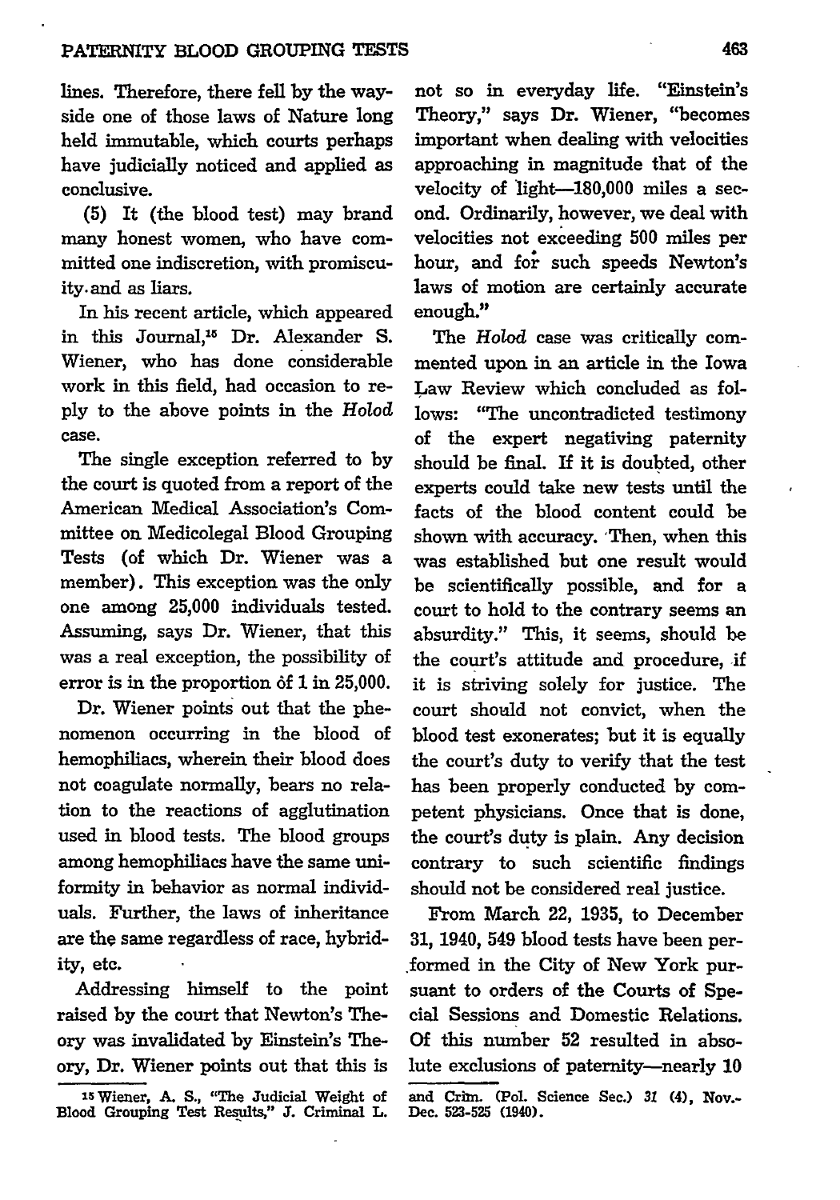lines. Therefore, there fell by the wayside one of those laws of Nature long held immutable, which courts perhaps have judicially noticed and applied as conclusive.

(5) It (the blood test) may brand many honest women, who have committed one indiscretion, with promiscuity and as liars.

In his recent article, which appeared in this Journal,[15] Dr. Alexander S. Wiener, who has done considerable work in this field, had occasion to reply to the above points in the *Holod* case.

The single exception referred to by the court is quoted from a report of the American Medical Association's Committee on Medicolegal Blood Grouping Tests (of which Dr. Wiener was a member). This exception was the only one among 25,000 individuals tested. Assuming, says Dr. Wiener, that this was a real exception, the possibility of error is in the proportion of 1 in 25,000.

Dr. Wiener points out that the phenomenon occurring in the blood of hemophiliacs, wherein their blood does not coagulate normally, bears no relation to the reactions of agglutination used in blood tests. The blood groups among hemophiliacs have the same uniformity in behavior as normal individuals. Further, the laws of inheritance are the same regardless of race, hybridity, etc.

Addressing himself to the point raised by the court that Newton's Theory was invalidated by Einstein's Theory, Dr. Wiener points out that this is not so in everyday life. "Einstein's Theory," says Dr. Wiener, "becomes important when dealing with velocities approaching in magnitude that of the velocity of light—180,000 miles a second. Ordinarily, however, we deal with velocities not exceeding 500 miles per hour, and for such speeds Newton's laws of motion are certainly accurate enough."

The *Holod* case was critically commented upon in an article in the Iowa Law Review which concluded as follows: "The uncontradicted testimony of the expert negativing paternity should be final. If it is doubted, other experts could take new tests until the facts of the blood content could be shown with accuracy. Then, when this was established but one result would be scientifically possible, and for a court to hold to the contrary seems an absurdity." This, it seems, should be the court's attitude and procedure, if it is striving solely for justice. The court should not convict, when the blood test exonerates; but it is equally the court's duty to verify that the test has been properly conducted by competent physicians. Once that is done, the court's duty is plain. Any decision contrary to such scientific findings should not be considered real justice.

From March 22, 1935, to December 31, 1940, 549 blood tests have been performed in the City of New York pursuant to orders of the Courts of Special Sessions and Domestic Relations. Of this number 52 resulted in absolute exclusions of paternity—nearly 10

[15] Wiener, A. S., "The Judicial Weight of Blood Grouping Test Results," J. Criminal L. and Crim. (Pol. Science Sec.) 31 (4), Nov.-Dec. 523-525 (1940).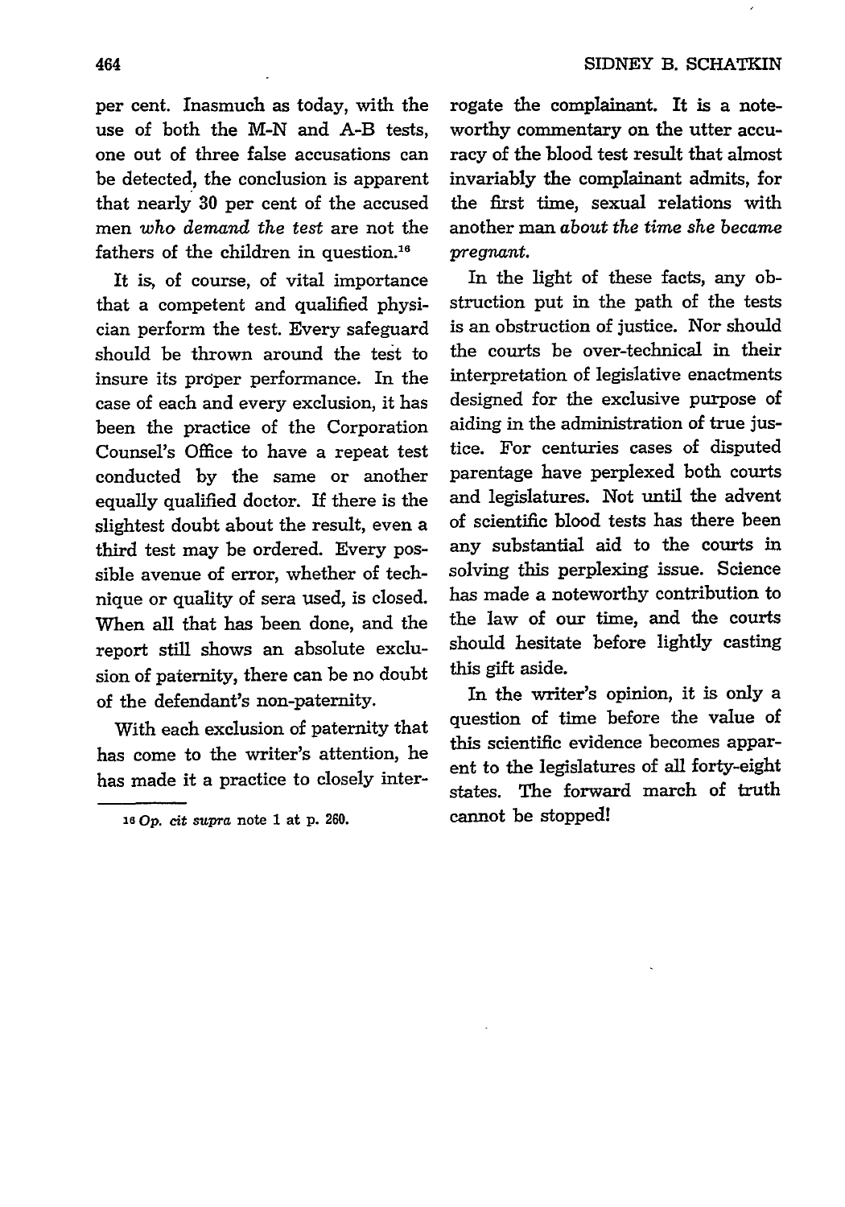per cent. Inasmuch as today, with the use of both the M-N and A-B tests, one out of three false accusations can be detected, the conclusion is apparent that nearly 30 per cent of the accused men *who demand the test* are not the fathers of the children in question.[16]

It is, of course, of vital importance that a competent and qualified physician perform the test. Every safeguard should be thrown around the test to insure its proper performance. In the case of each and every exclusion, it has been the practice of the Corporation Counsel's Office to have a repeat test conducted by the same or another equally qualified doctor. If there is the slightest doubt about the result, even a third test may be ordered. Every possible avenue of error, whether of technique or quality of sera used, is closed. When all that has been done, and the report still shows an absolute exclusion of paternity, there can be no doubt of the defendant's non-paternity.

With each exclusion of paternity that has come to the writer's attention, he has made it a practice to closely interrogate the complainant. It is a noteworthy commentary on the utter accuracy of the blood test result that almost invariably the complainant admits, for the first time, sexual relations with another man *about the time she became pregnant.*

In the light of these facts, any obstruction put in the path of the tests is an obstruction of justice. Nor should the courts be over-technical in their interpretation of legislative enactments designed for the exclusive purpose of aiding in the administration of true justice. For centuries cases of disputed parentage have perplexed both courts and legislatures. Not until the advent of scientific blood tests has there been any substantial aid to the courts in solving this perplexing issue. Science has made a noteworthy contribution to the law of our time, and the courts should hesitate before lightly casting this gift aside.

In the writer's opinion, it is only a question of time before the value of this scientific evidence becomes apparent to the legislatures of all forty-eight states. The forward march of truth cannot be stopped!

---

[16] *Op. cit supra* note 1 at p. 260.